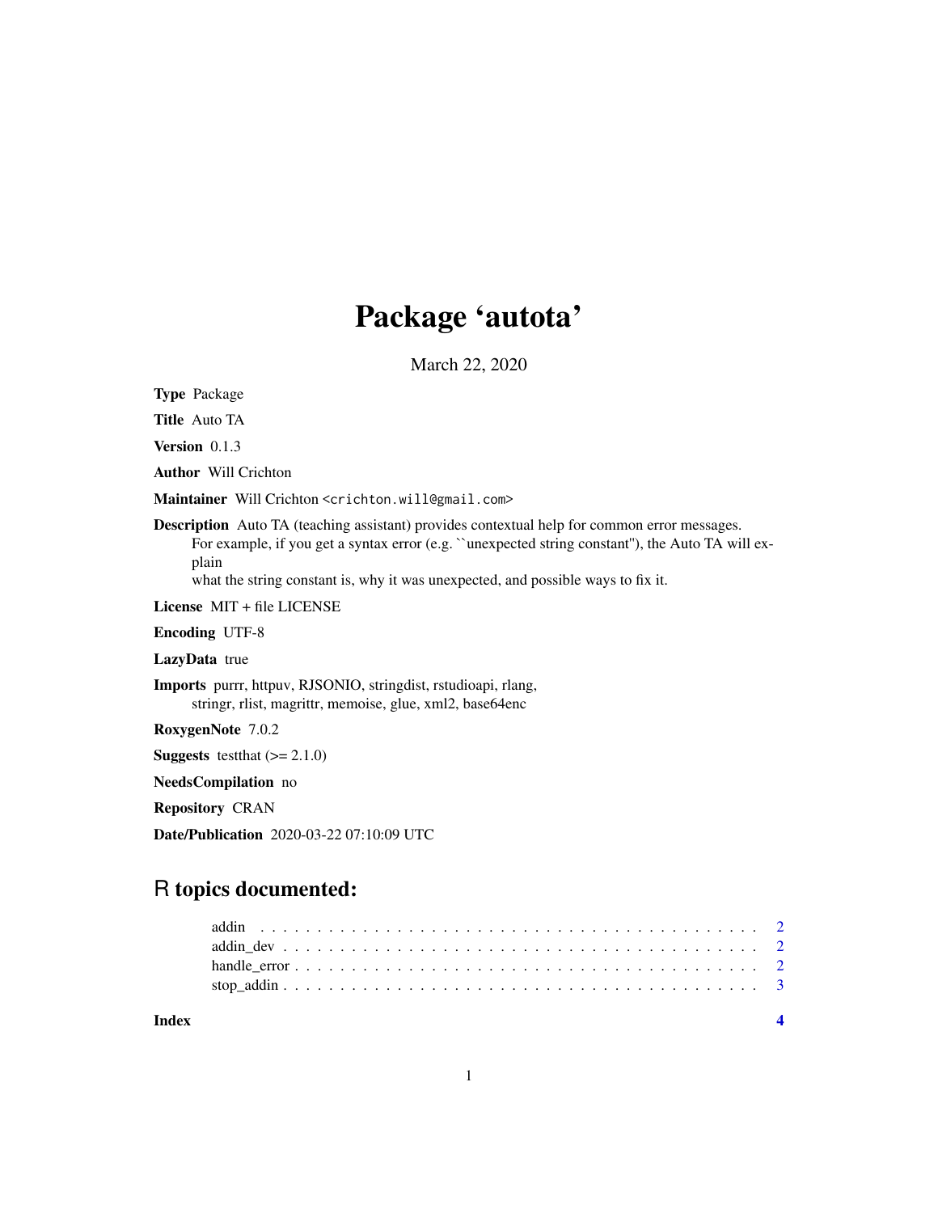# Package 'autota'

March 22, 2020

**Type** Package

**Title** Auto TA

**Version** 0.1.3

**Author** Will Crichton

**Maintainer** Will Crichton <crichton.will@gmail.com>

**Description** Auto TA (teaching assistant) provides contextual help for common error messages. For example, if you get a syntax error (e.g. ``unexpected string constant''), the Auto TA will explain what the string constant is, why it was unexpected, and possible ways to fix it.

**License** MIT + file LICENSE

**Encoding** UTF-8

**LazyData** true

**Imports** purrr, httpuv, RJSONIO, stringdist, rstudioapi, rlang, stringr, rlist, magrittr, memoise, glue, xml2, base64enc

**RoxygenNote** 7.0.2

**Suggests** testthat (>= 2.1.0)

**NeedsCompilation** no

**Repository** CRAN

**Date/Publication** 2020-03-22 07:10:09 UTC

## R topics documented:

addin . . . . . . . . . . . . . . . . . . . . . . . . . . . . . . . . . . . . . . . . . . . . 2
addin_dev . . . . . . . . . . . . . . . . . . . . . . . . . . . . . . . . . . . . . . . . . . 2
handle_error . . . . . . . . . . . . . . . . . . . . . . . . . . . . . . . . . . . . . . . . 2
stop_addin . . . . . . . . . . . . . . . . . . . . . . . . . . . . . . . . . . . . . . . . . 3

**Index** **4**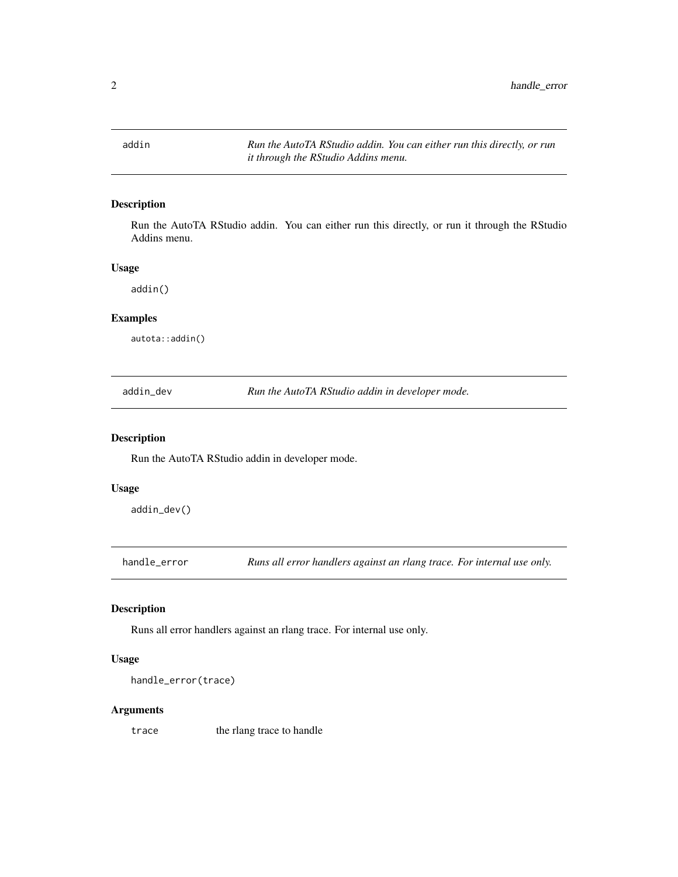## addin

*Run the AutoTA RStudio addin. You can either run this directly, or run it through the RStudio Addins menu.*

### Description

Run the AutoTA RStudio addin. You can either run this directly, or run it through the RStudio Addins menu.

### Usage

```
addin()
```

### Examples

```
autota::addin()
```

## addin_dev

*Run the AutoTA RStudio addin in developer mode.*

### Description

Run the AutoTA RStudio addin in developer mode.

### Usage

```
addin_dev()
```

## handle_error

*Runs all error handlers against an rlang trace. For internal use only.*

### Description

Runs all error handlers against an rlang trace. For internal use only.

### Usage

```
handle_error(trace)
```

### Arguments

| | |
|---|---|
| trace | the rlang trace to handle |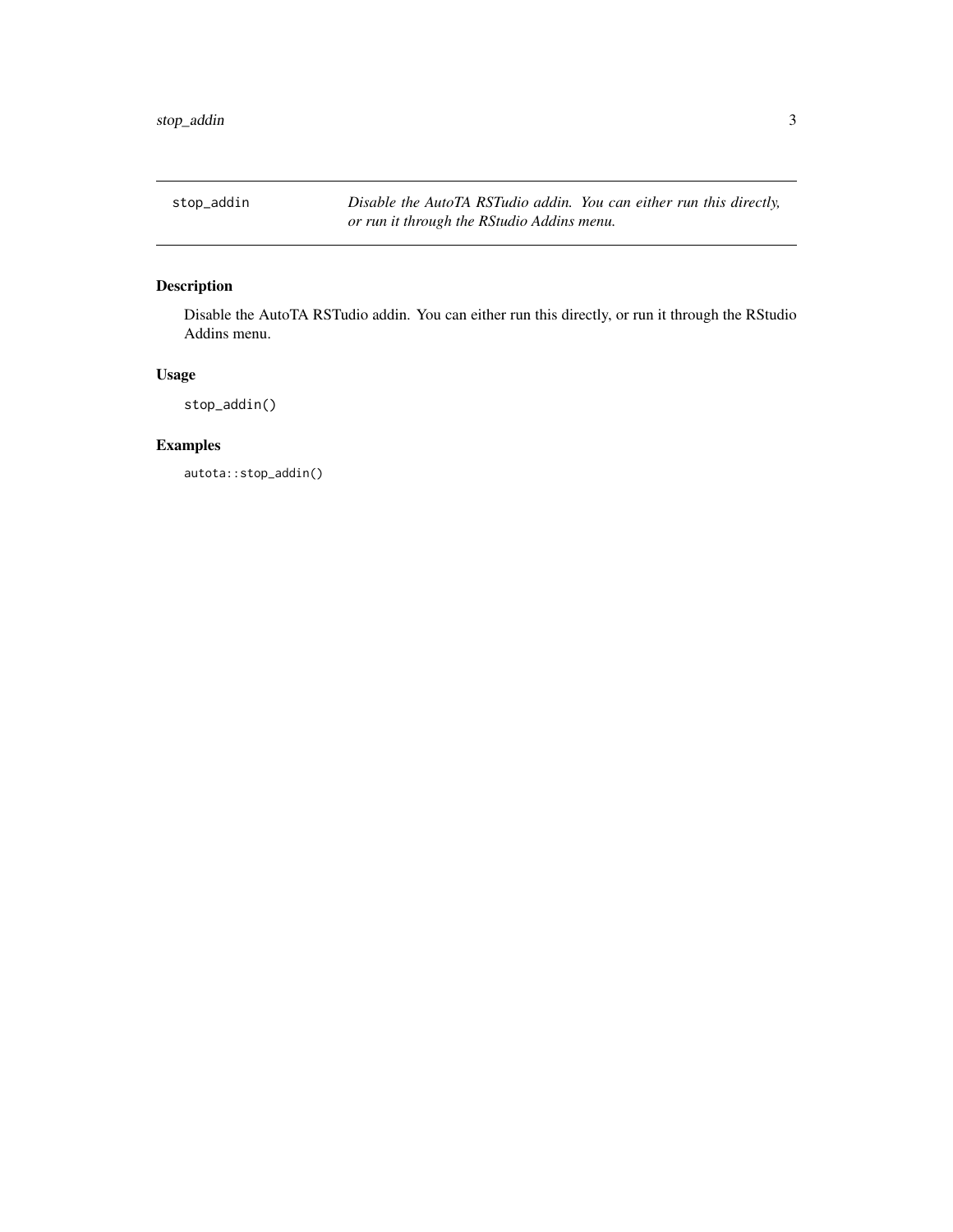## stop_addin

*Disable the AutoTA RSTudio addin. You can either run this directly, or run it through the RStudio Addins menu.*

### Description

Disable the AutoTA RSTudio addin. You can either run this directly, or run it through the RStudio Addins menu.

### Usage

```
stop_addin()
```

### Examples

```
autota::stop_addin()
```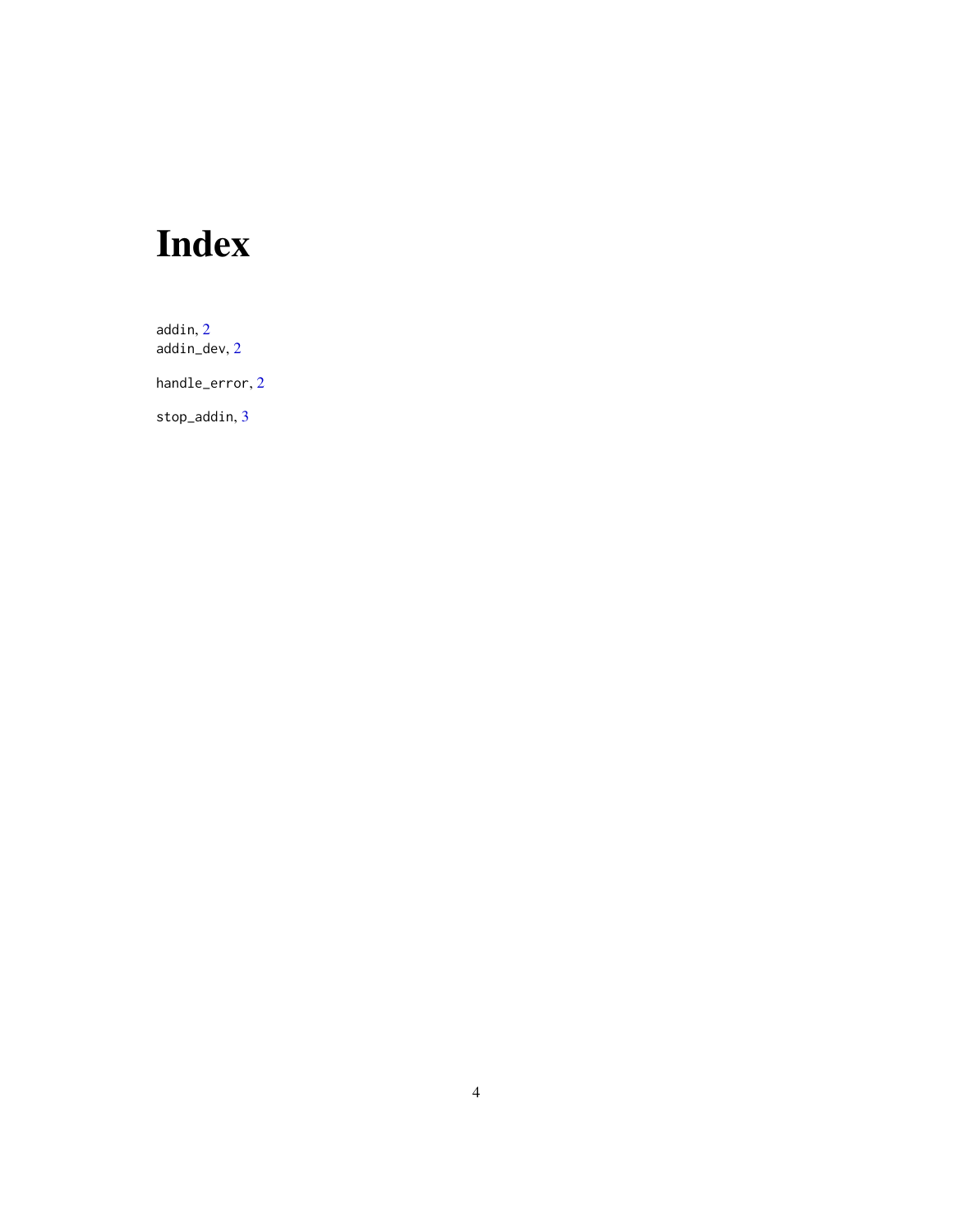# Index

addin, 2
addin_dev, 2

handle_error, 2

stop_addin, 3